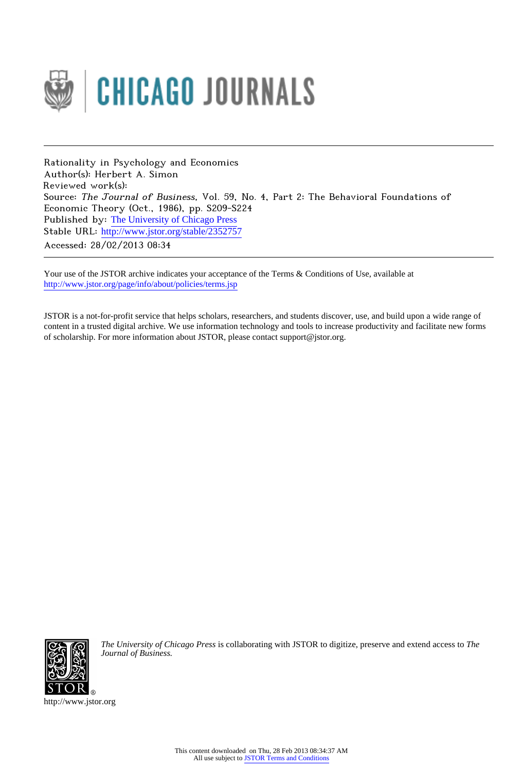CHICAGO JOURNALS

Rationality in Psychology and Economics
Author(s): Herbert A. Simon
Reviewed work(s):
Source: *The Journal of Business*, Vol. 59, No. 4, Part 2: The Behavioral Foundations of Economic Theory (Oct., 1986), pp. S209-S224
Published by: The University of Chicago Press
Stable URL: http://www.jstor.org/stable/2352757
Accessed: 28/02/2013 08:34

Your use of the JSTOR archive indicates your acceptance of the Terms & Conditions of Use, available at http://www.jstor.org/page/info/about/policies/terms.jsp

JSTOR is a not-for-profit service that helps scholars, researchers, and students discover, use, and build upon a wide range of content in a trusted digital archive. We use information technology and tools to increase productivity and facilitate new forms of scholarship. For more information about JSTOR, please contact support@jstor.org.

*The University of Chicago Press* is collaborating with JSTOR to digitize, preserve and extend access to *The Journal of Business.*

http://www.jstor.org

This content downloaded on Thu, 28 Feb 2013 08:34:37 AM
All use subject to JSTOR Terms and Conditions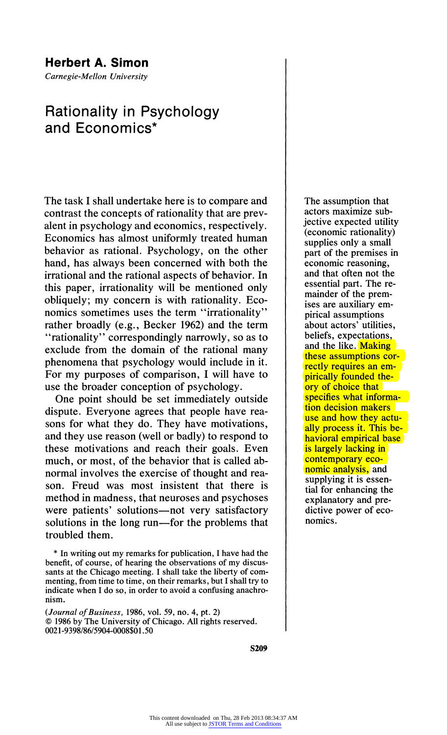# Herbert A. Simon

*Carnegie-Mellon University*

# Rationality in Psychology and Economics*

The assumption that actors maximize subjective expected utility (economic rationality) supplies only a small part of the premises in economic reasoning, and that often not the essential part. The remainder of the premises are auxiliary empirical assumptions about actors' utilities, beliefs, expectations, and the like. Making these assumptions correctly requires an empirically founded theory of choice that specifies what information decision makers use and how they actually process it. This behavioral empirical base is largely lacking in contemporary economic analysis, and supplying it is essential for enhancing the explanatory and predictive power of economics.

The task I shall undertake here is to compare and contrast the concepts of rationality that are prevalent in psychology and economics, respectively. Economics has almost uniformly treated human behavior as rational. Psychology, on the other hand, has always been concerned with both the irrational and the rational aspects of behavior. In this paper, irrationality will be mentioned only obliquely; my concern is with rationality. Economics sometimes uses the term "irrationality" rather broadly (e.g., Becker 1962) and the term "rationality" correspondingly narrowly, so as to exclude from the domain of the rational many phenomena that psychology would include in it. For my purposes of comparison, I will have to use the broader conception of psychology.

One point should be set immediately outside dispute. Everyone agrees that people have reasons for what they do. They have motivations, and they use reason (well or badly) to respond to these motivations and reach their goals. Even much, or most, of the behavior that is called abnormal involves the exercise of thought and reason. Freud was most insistent that there is method in madness, that neuroses and psychoses were patients' solutions—not very satisfactory solutions in the long run—for the problems that troubled them.

\* In writing out my remarks for publication, I have had the benefit, of course, of hearing the observations of my discussants at the Chicago meeting. I shall take the liberty of commenting, from time to time, on their remarks, but I shall try to indicate when I do so, in order to avoid a confusing anachronism.

(*Journal of Business*, 1986, vol. 59, no. 4, pt. 2)
© 1986 by The University of Chicago. All rights reserved.
0021-9398/86/5904-0008$01.50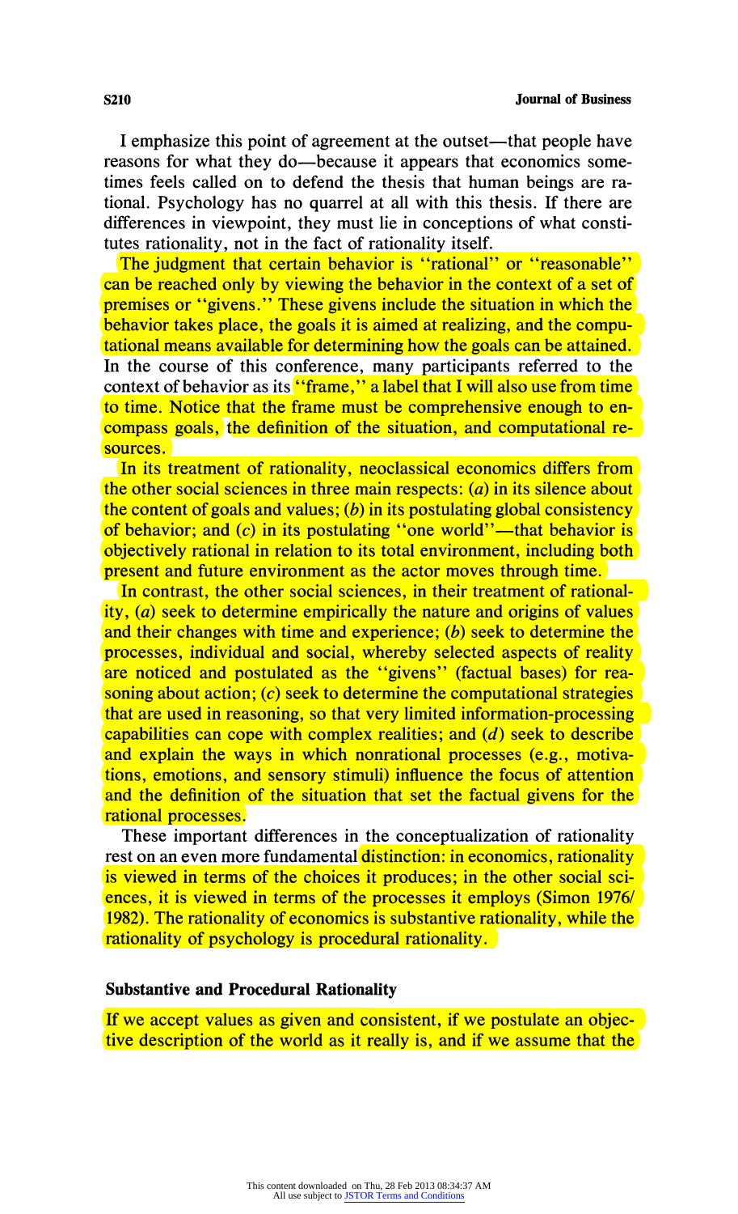I emphasize this point of agreement at the outset—that people have reasons for what they do—because it appears that economics sometimes feels called on to defend the thesis that human beings are rational. Psychology has no quarrel at all with this thesis. If there are differences in viewpoint, they must lie in conceptions of what constitutes rationality, not in the fact of rationality itself.

The judgment that certain behavior is "rational" or "reasonable" can be reached only by viewing the behavior in the context of a set of premises or "givens." These givens include the situation in which the behavior takes place, the goals it is aimed at realizing, and the computational means available for determining how the goals can be attained. In the course of this conference, many participants referred to the context of behavior as its "frame," a label that I will also use from time to time. Notice that the frame must be comprehensive enough to encompass goals, the definition of the situation, and computational resources.

In its treatment of rationality, neoclassical economics differs from the other social sciences in three main respects: (*a*) in its silence about the content of goals and values; (*b*) in its postulating global consistency of behavior; and (*c*) in its postulating "one world"—that behavior is objectively rational in relation to its total environment, including both present and future environment as the actor moves through time.

In contrast, the other social sciences, in their treatment of rationality, (*a*) seek to determine empirically the nature and origins of values and their changes with time and experience; (*b*) seek to determine the processes, individual and social, whereby selected aspects of reality are noticed and postulated as the "givens" (factual bases) for reasoning about action; (*c*) seek to determine the computational strategies that are used in reasoning, so that very limited information-processing capabilities can cope with complex realities; and (*d*) seek to describe and explain the ways in which nonrational processes (e.g., motivations, emotions, and sensory stimuli) influence the focus of attention and the definition of the situation that set the factual givens for the rational processes.

These important differences in the conceptualization of rationality rest on an even more fundamental distinction: in economics, rationality is viewed in terms of the choices it produces; in the other social sciences, it is viewed in terms of the processes it employs (Simon 1976/1982). The rationality of economics is substantive rationality, while the rationality of psychology is procedural rationality.

### Substantive and Procedural Rationality

If we accept values as given and consistent, if we postulate an objective description of the world as it really is, and if we assume that the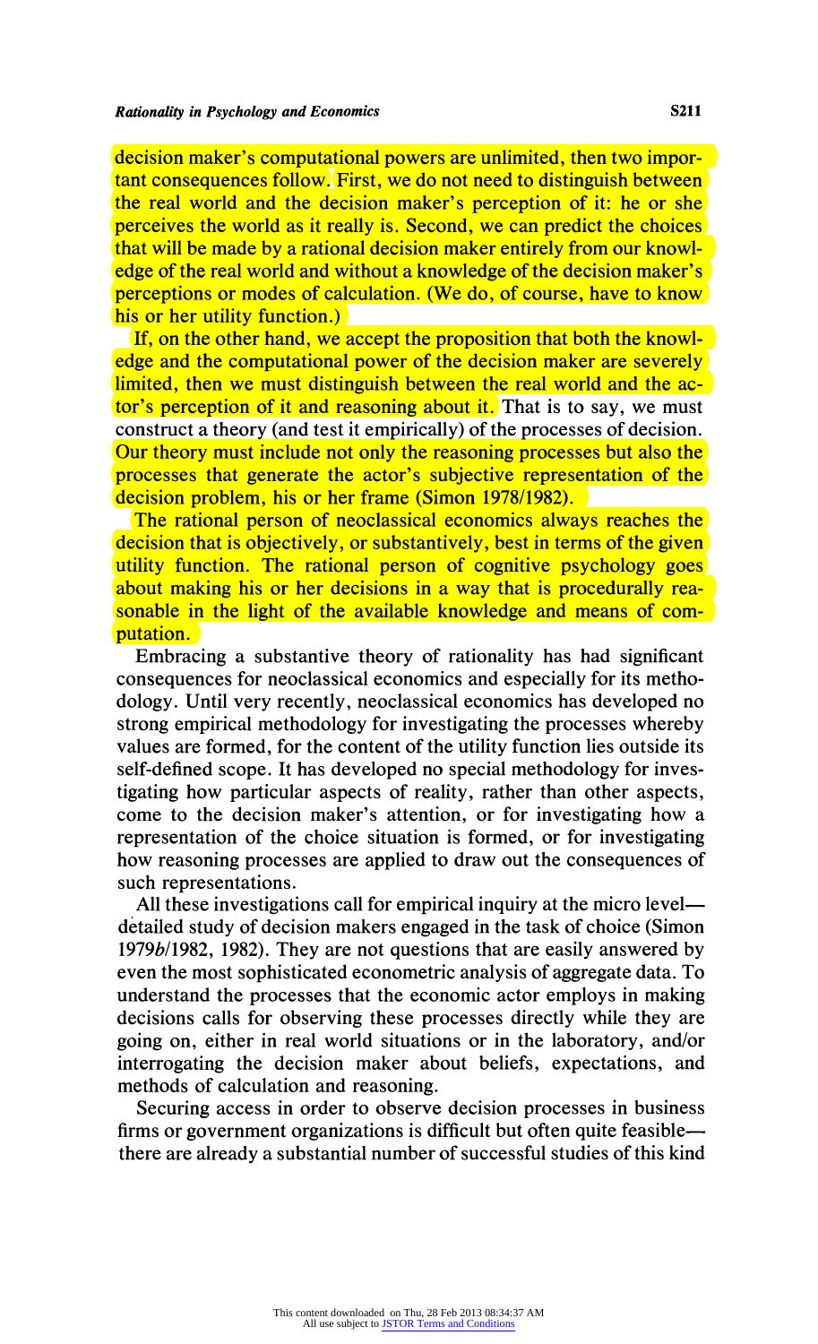decision maker's computational powers are unlimited, then two important consequences follow. First, we do not need to distinguish between the real world and the decision maker's perception of it: he or she perceives the world as it really is. Second, we can predict the choices that will be made by a rational decision maker entirely from our knowledge of the real world and without a knowledge of the decision maker's perceptions or modes of calculation. (We do, of course, have to know his or her utility function.)

If, on the other hand, we accept the proposition that both the knowledge and the computational power of the decision maker are severely limited, then we must distinguish between the real world and the actor's perception of it and reasoning about it. That is to say, we must construct a theory (and test it empirically) of the processes of decision. Our theory must include not only the reasoning processes but also the processes that generate the actor's subjective representation of the decision problem, his or her frame (Simon 1978/1982).

The rational person of neoclassical economics always reaches the decision that is objectively, or substantively, best in terms of the given utility function. The rational person of cognitive psychology goes about making his or her decisions in a way that is procedurally reasonable in the light of the available knowledge and means of computation.

Embracing a substantive theory of rationality has had significant consequences for neoclassical economics and especially for its methodology. Until very recently, neoclassical economics has developed no strong empirical methodology for investigating the processes whereby values are formed, for the content of the utility function lies outside its self-defined scope. It has developed no special methodology for investigating how particular aspects of reality, rather than other aspects, come to the decision maker's attention, or for investigating how a representation of the choice situation is formed, or for investigating how reasoning processes are applied to draw out the consequences of such representations.

All these investigations call for empirical inquiry at the micro level—detailed study of decision makers engaged in the task of choice (Simon 1979*b*/1982, 1982). They are not questions that are easily answered by even the most sophisticated econometric analysis of aggregate data. To understand the processes that the economic actor employs in making decisions calls for observing these processes directly while they are going on, either in real world situations or in the laboratory, and/or interrogating the decision maker about beliefs, expectations, and methods of calculation and reasoning.

Securing access in order to observe decision processes in business firms or government organizations is difficult but often quite feasible—there are already a substantial number of successful studies of this kind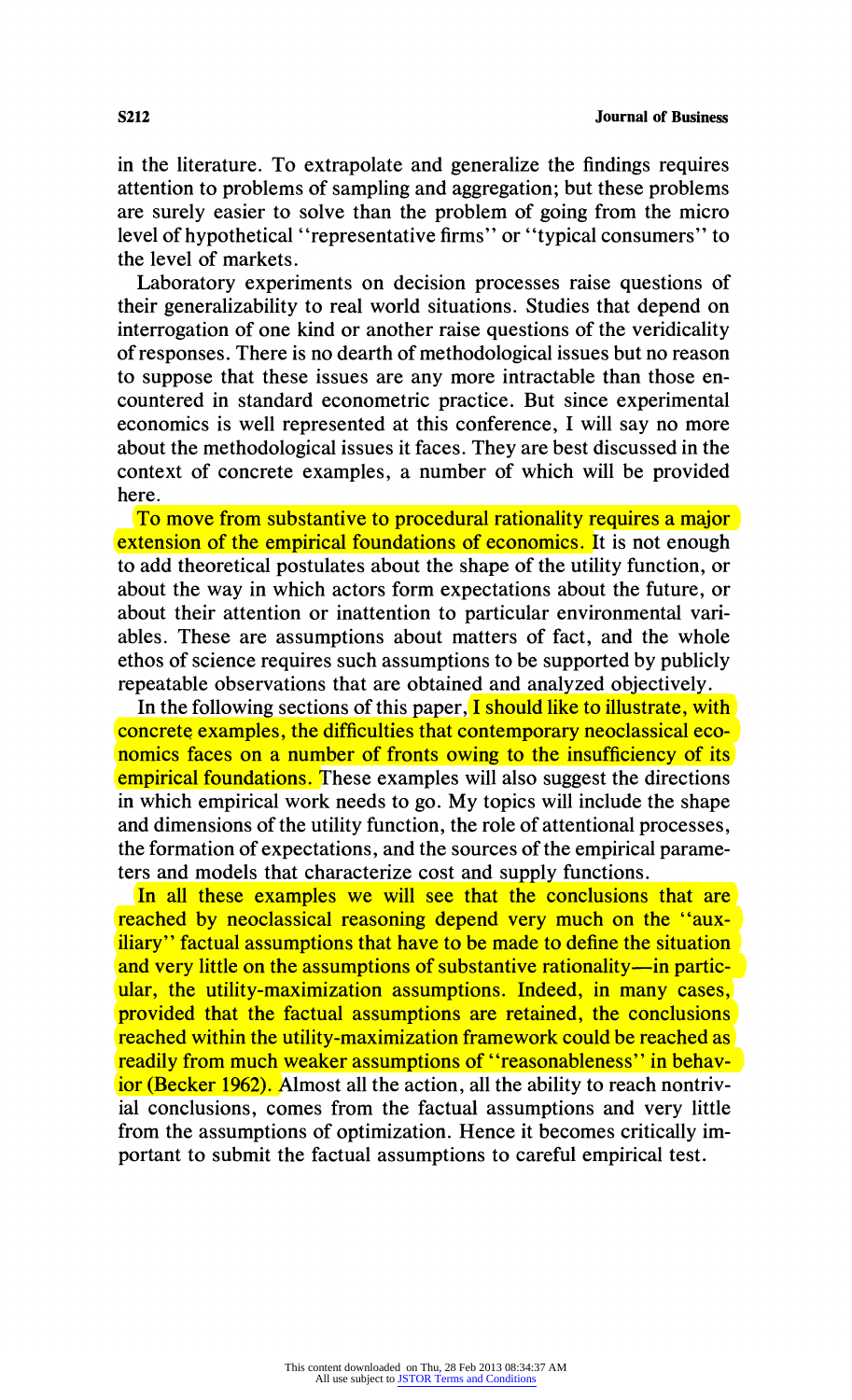in the literature. To extrapolate and generalize the findings requires attention to problems of sampling and aggregation; but these problems are surely easier to solve than the problem of going from the micro level of hypothetical "representative firms" or "typical consumers" to the level of markets.

Laboratory experiments on decision processes raise questions of their generalizability to real world situations. Studies that depend on interrogation of one kind or another raise questions of the veridicality of responses. There is no dearth of methodological issues but no reason to suppose that these issues are any more intractable than those encountered in standard econometric practice. But since experimental economics is well represented at this conference, I will say no more about the methodological issues it faces. They are best discussed in the context of concrete examples, a number of which will be provided here.

To move from substantive to procedural rationality requires a major extension of the empirical foundations of economics. It is not enough to add theoretical postulates about the shape of the utility function, or about the way in which actors form expectations about the future, or about their attention or inattention to particular environmental variables. These are assumptions about matters of fact, and the whole ethos of science requires such assumptions to be supported by publicly repeatable observations that are obtained and analyzed objectively.

In the following sections of this paper, I should like to illustrate, with concrete examples, the difficulties that contemporary neoclassical economics faces on a number of fronts owing to the insufficiency of its empirical foundations. These examples will also suggest the directions in which empirical work needs to go. My topics will include the shape and dimensions of the utility function, the role of attentional processes, the formation of expectations, and the sources of the empirical parameters and models that characterize cost and supply functions.

In all these examples we will see that the conclusions that are reached by neoclassical reasoning depend very much on the "auxiliary" factual assumptions that have to be made to define the situation and very little on the assumptions of substantive rationality—in particular, the utility-maximization assumptions. Indeed, in many cases, provided that the factual assumptions are retained, the conclusions reached within the utility-maximization framework could be reached as readily from much weaker assumptions of "reasonableness" in behavior (Becker 1962). Almost all the action, all the ability to reach nontrivial conclusions, comes from the factual assumptions and very little from the assumptions of optimization. Hence it becomes critically important to submit the factual assumptions to careful empirical test.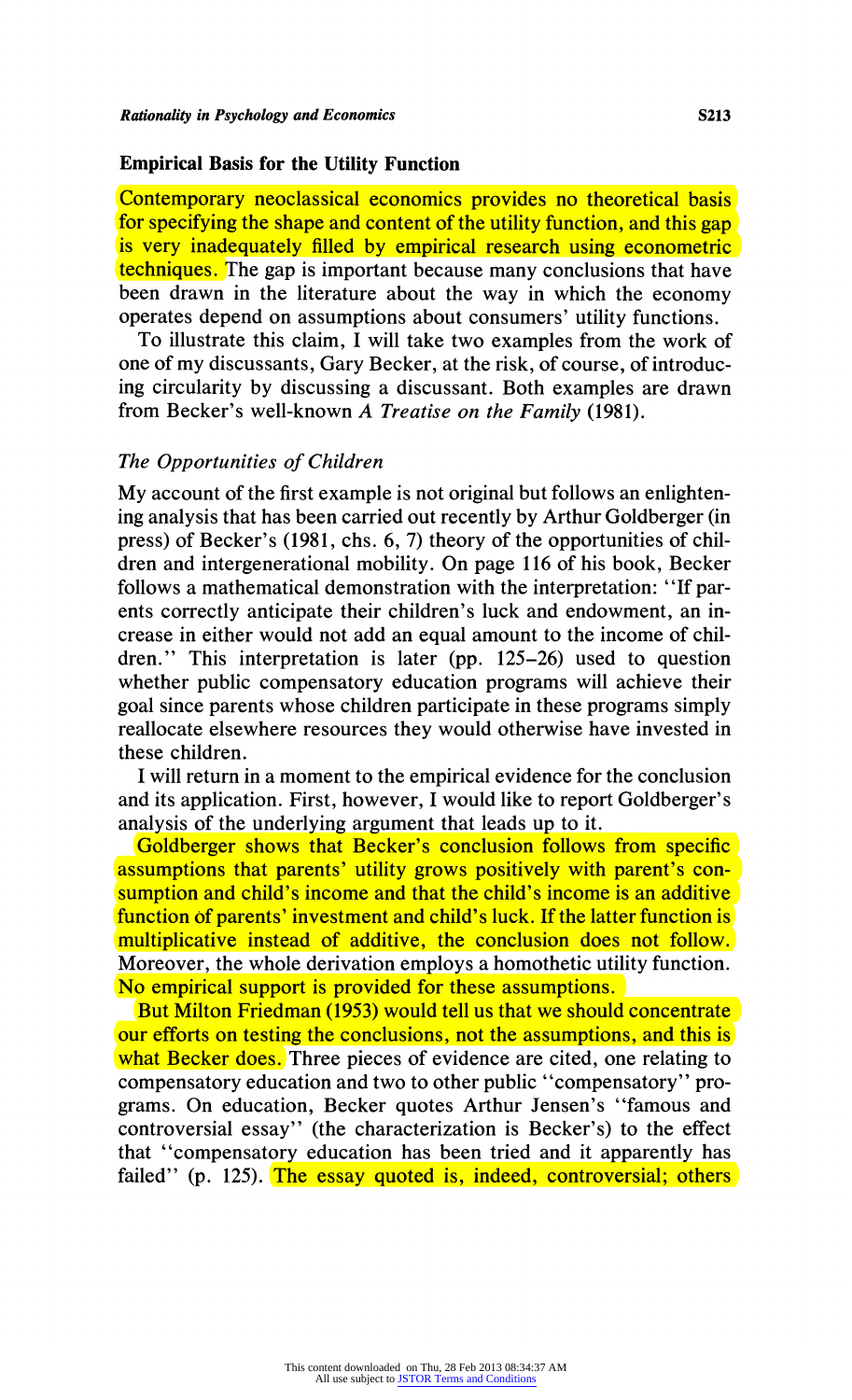## Empirical Basis for the Utility Function

Contemporary neoclassical economics provides no theoretical basis for specifying the shape and content of the utility function, and this gap is very inadequately filled by empirical research using econometric techniques. The gap is important because many conclusions that have been drawn in the literature about the way in which the economy operates depend on assumptions about consumers' utility functions.

To illustrate this claim, I will take two examples from the work of one of my discussants, Gary Becker, at the risk, of course, of introducing circularity by discussing a discussant. Both examples are drawn from Becker's well-known *A Treatise on the Family* (1981).

### *The Opportunities of Children*

My account of the first example is not original but follows an enlightening analysis that has been carried out recently by Arthur Goldberger (in press) of Becker's (1981, chs. 6, 7) theory of the opportunities of children and intergenerational mobility. On page 116 of his book, Becker follows a mathematical demonstration with the interpretation: "If parents correctly anticipate their children's luck and endowment, an increase in either would not add an equal amount to the income of children." This interpretation is later (pp. 125–26) used to question whether public compensatory education programs will achieve their goal since parents whose children participate in these programs simply reallocate elsewhere resources they would otherwise have invested in these children.

I will return in a moment to the empirical evidence for the conclusion and its application. First, however, I would like to report Goldberger's analysis of the underlying argument that leads up to it.

Goldberger shows that Becker's conclusion follows from specific assumptions that parents' utility grows positively with parent's consumption and child's income and that the child's income is an additive function of parents' investment and child's luck. If the latter function is multiplicative instead of additive, the conclusion does not follow. Moreover, the whole derivation employs a homothetic utility function. No empirical support is provided for these assumptions.

But Milton Friedman (1953) would tell us that we should concentrate our efforts on testing the conclusions, not the assumptions, and this is what Becker does. Three pieces of evidence are cited, one relating to compensatory education and two to other public "compensatory" programs. On education, Becker quotes Arthur Jensen's "famous and controversial essay" (the characterization is Becker's) to the effect that "compensatory education has been tried and it apparently has failed" (p. 125). The essay quoted is, indeed, controversial; others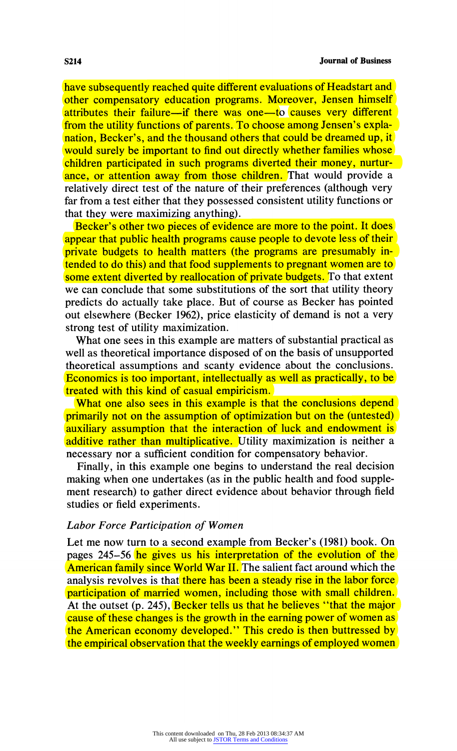have subsequently reached quite different evaluations of Headstart and other compensatory education programs. Moreover, Jensen himself attributes their failure—if there was one—to causes very different from the utility functions of parents. To choose among Jensen's explanation, Becker's, and the thousand others that could be dreamed up, it would surely be important to find out directly whether families whose children participated in such programs diverted their money, nurturance, or attention away from those children. That would provide a relatively direct test of the nature of their preferences (although very far from a test either that they possessed consistent utility functions or that they were maximizing anything).

Becker's other two pieces of evidence are more to the point. It does appear that public health programs cause people to devote less of their private budgets to health matters (the programs are presumably intended to do this) and that food supplements to pregnant women are to some extent diverted by reallocation of private budgets. To that extent we can conclude that some substitutions of the sort that utility theory predicts do actually take place. But of course as Becker has pointed out elsewhere (Becker 1962), price elasticity of demand is not a very strong test of utility maximization.

What one sees in this example are matters of substantial practical as well as theoretical importance disposed of on the basis of unsupported theoretical assumptions and scanty evidence about the conclusions. Economics is too important, intellectually as well as practically, to be treated with this kind of casual empiricism.

What one also sees in this example is that the conclusions depend primarily not on the assumption of optimization but on the (untested) auxiliary assumption that the interaction of luck and endowment is additive rather than multiplicative. Utility maximization is neither a necessary nor a sufficient condition for compensatory behavior.

Finally, in this example one begins to understand the real decision making when one undertakes (as in the public health and food supplement research) to gather direct evidence about behavior through field studies or field experiments.

### *Labor Force Participation of Women*

Let me now turn to a second example from Becker's (1981) book. On pages 245–56 he gives us his interpretation of the evolution of the American family since World War II. The salient fact around which the analysis revolves is that there has been a steady rise in the labor force participation of married women, including those with small children. At the outset (p. 245), Becker tells us that he believes "that the major cause of these changes is the growth in the earning power of women as the American economy developed." This credo is then buttressed by the empirical observation that the weekly earnings of employed women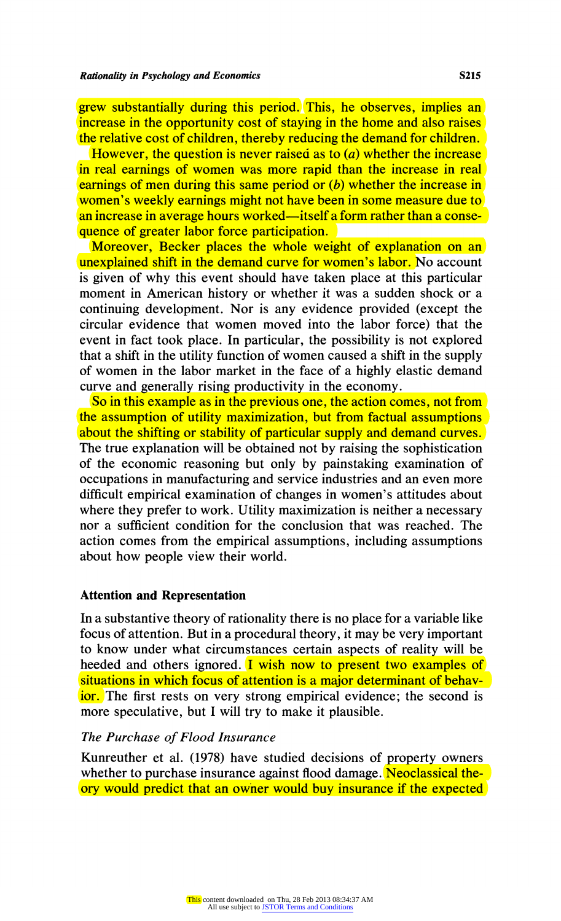grew substantially during this period. This, he observes, implies an increase in the opportunity cost of staying in the home and also raises the relative cost of children, thereby reducing the demand for children.

However, the question is never raised as to (*a*) whether the increase in real earnings of women was more rapid than the increase in real earnings of men during this same period or (*b*) whether the increase in women's weekly earnings might not have been in some measure due to an increase in average hours worked—itself a form rather than a consequence of greater labor force participation.

Moreover, Becker places the whole weight of explanation on an unexplained shift in the demand curve for women's labor. No account is given of why this event should have taken place at this particular moment in American history or whether it was a sudden shock or a continuing development. Nor is any evidence provided (except the circular evidence that women moved into the labor force) that the event in fact took place. In particular, the possibility is not explored that a shift in the utility function of women caused a shift in the supply of women in the labor market in the face of a highly elastic demand curve and generally rising productivity in the economy.

So in this example as in the previous one, the action comes, not from the assumption of utility maximization, but from factual assumptions about the shifting or stability of particular supply and demand curves. The true explanation will be obtained not by raising the sophistication of the economic reasoning but only by painstaking examination of occupations in manufacturing and service industries and an even more difficult empirical examination of changes in women's attitudes about where they prefer to work. Utility maximization is neither a necessary nor a sufficient condition for the conclusion that was reached. The action comes from the empirical assumptions, including assumptions about how people view their world.

### Attention and Representation

In a substantive theory of rationality there is no place for a variable like focus of attention. But in a procedural theory, it may be very important to know under what circumstances certain aspects of reality will be heeded and others ignored. I wish now to present two examples of situations in which focus of attention is a major determinant of behavior. The first rests on very strong empirical evidence; the second is more speculative, but I will try to make it plausible.

#### *The Purchase of Flood Insurance*

Kunreuther et al. (1978) have studied decisions of property owners whether to purchase insurance against flood damage. Neoclassical theory would predict that an owner would buy insurance if the expected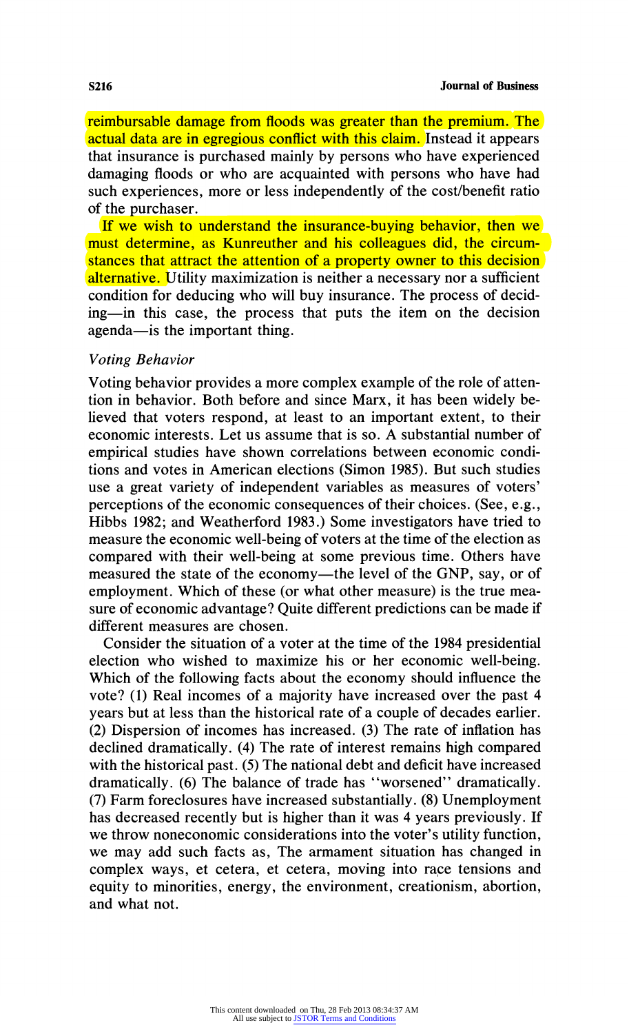reimbursable damage from floods was greater than the premium. The actual data are in egregious conflict with this claim. Instead it appears that insurance is purchased mainly by persons who have experienced damaging floods or who are acquainted with persons who have had such experiences, more or less independently of the cost/benefit ratio of the purchaser.

If we wish to understand the insurance-buying behavior, then we must determine, as Kunreuther and his colleagues did, the circumstances that attract the attention of a property owner to this decision alternative. Utility maximization is neither a necessary nor a sufficient condition for deducing who will buy insurance. The process of deciding—in this case, the process that puts the item on the decision agenda—is the important thing.

### *Voting Behavior*

Voting behavior provides a more complex example of the role of attention in behavior. Both before and since Marx, it has been widely believed that voters respond, at least to an important extent, to their economic interests. Let us assume that is so. A substantial number of empirical studies have shown correlations between economic conditions and votes in American elections (Simon 1985). But such studies use a great variety of independent variables as measures of voters' perceptions of the economic consequences of their choices. (See, e.g., Hibbs 1982; and Weatherford 1983.) Some investigators have tried to measure the economic well-being of voters at the time of the election as compared with their well-being at some previous time. Others have measured the state of the economy—the level of the GNP, say, or of employment. Which of these (or what other measure) is the true measure of economic advantage? Quite different predictions can be made if different measures are chosen.

Consider the situation of a voter at the time of the 1984 presidential election who wished to maximize his or her economic well-being. Which of the following facts about the economy should influence the vote? (1) Real incomes of a majority have increased over the past 4 years but at less than the historical rate of a couple of decades earlier. (2) Dispersion of incomes has increased. (3) The rate of inflation has declined dramatically. (4) The rate of interest remains high compared with the historical past. (5) The national debt and deficit have increased dramatically. (6) The balance of trade has "worsened" dramatically. (7) Farm foreclosures have increased substantially. (8) Unemployment has decreased recently but is higher than it was 4 years previously. If we throw noneconomic considerations into the voter's utility function, we may add such facts as, The armament situation has changed in complex ways, et cetera, et cetera, moving into race tensions and equity to minorities, energy, the environment, creationism, abortion, and what not.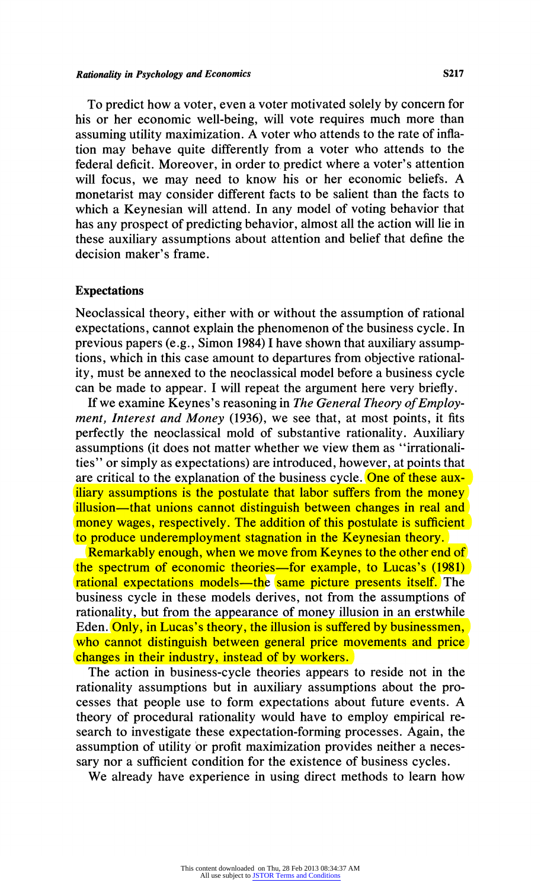To predict how a voter, even a voter motivated solely by concern for his or her economic well-being, will vote requires much more than assuming utility maximization. A voter who attends to the rate of inflation may behave quite differently from a voter who attends to the federal deficit. Moreover, in order to predict where a voter's attention will focus, we may need to know his or her economic beliefs. A monetarist may consider different facts to be salient than the facts to which a Keynesian will attend. In any model of voting behavior that has any prospect of predicting behavior, almost all the action will lie in these auxiliary assumptions about attention and belief that define the decision maker's frame.

### Expectations

Neoclassical theory, either with or without the assumption of rational expectations, cannot explain the phenomenon of the business cycle. In previous papers (e.g., Simon 1984) I have shown that auxiliary assumptions, which in this case amount to departures from objective rationality, must be annexed to the neoclassical model before a business cycle can be made to appear. I will repeat the argument here very briefly.

If we examine Keynes's reasoning in *The General Theory of Employment, Interest and Money* (1936), we see that, at most points, it fits perfectly the neoclassical mold of substantive rationality. Auxiliary assumptions (it does not matter whether we view them as "irrationalities" or simply as expectations) are introduced, however, at points that are critical to the explanation of the business cycle. One of these auxiliary assumptions is the postulate that labor suffers from the money illusion—that unions cannot distinguish between changes in real and money wages, respectively. The addition of this postulate is sufficient to produce underemployment stagnation in the Keynesian theory.

Remarkably enough, when we move from Keynes to the other end of the spectrum of economic theories—for example, to Lucas's (1981) rational expectations models—the same picture presents itself. The business cycle in these models derives, not from the assumptions of rationality, but from the appearance of money illusion in an erstwhile Eden. Only, in Lucas's theory, the illusion is suffered by businessmen, who cannot distinguish between general price movements and price changes in their industry, instead of by workers.

The action in business-cycle theories appears to reside not in the rationality assumptions but in auxiliary assumptions about the processes that people use to form expectations about future events. A theory of procedural rationality would have to employ empirical research to investigate these expectation-forming processes. Again, the assumption of utility or profit maximization provides neither a necessary nor a sufficient condition for the existence of business cycles.

We already have experience in using direct methods to learn how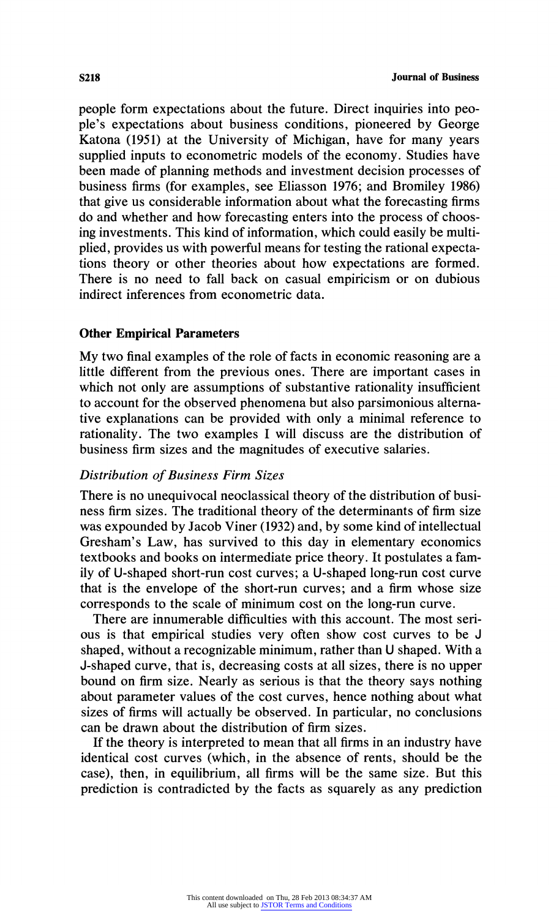people form expectations about the future. Direct inquiries into people's expectations about business conditions, pioneered by George Katona (1951) at the University of Michigan, have for many years supplied inputs to econometric models of the economy. Studies have been made of planning methods and investment decision processes of business firms (for examples, see Eliasson 1976; and Bromiley 1986) that give us considerable information about what the forecasting firms do and whether and how forecasting enters into the process of choosing investments. This kind of information, which could easily be multiplied, provides us with powerful means for testing the rational expectations theory or other theories about how expectations are formed. There is no need to fall back on casual empiricism or on dubious indirect inferences from econometric data.

### Other Empirical Parameters

My two final examples of the role of facts in economic reasoning are a little different from the previous ones. There are important cases in which not only are assumptions of substantive rationality insufficient to account for the observed phenomena but also parsimonious alternative explanations can be provided with only a minimal reference to rationality. The two examples I will discuss are the distribution of business firm sizes and the magnitudes of executive salaries.

#### *Distribution of Business Firm Sizes*

There is no unequivocal neoclassical theory of the distribution of business firm sizes. The traditional theory of the determinants of firm size was expounded by Jacob Viner (1932) and, by some kind of intellectual Gresham's Law, has survived to this day in elementary economics textbooks and books on intermediate price theory. It postulates a family of U-shaped short-run cost curves; a U-shaped long-run cost curve that is the envelope of the short-run curves; and a firm whose size corresponds to the scale of minimum cost on the long-run curve.

There are innumerable difficulties with this account. The most serious is that empirical studies very often show cost curves to be J shaped, without a recognizable minimum, rather than U shaped. With a J-shaped curve, that is, decreasing costs at all sizes, there is no upper bound on firm size. Nearly as serious is that the theory says nothing about parameter values of the cost curves, hence nothing about what sizes of firms will actually be observed. In particular, no conclusions can be drawn about the distribution of firm sizes.

If the theory is interpreted to mean that all firms in an industry have identical cost curves (which, in the absence of rents, should be the case), then, in equilibrium, all firms will be the same size. But this prediction is contradicted by the facts as squarely as any prediction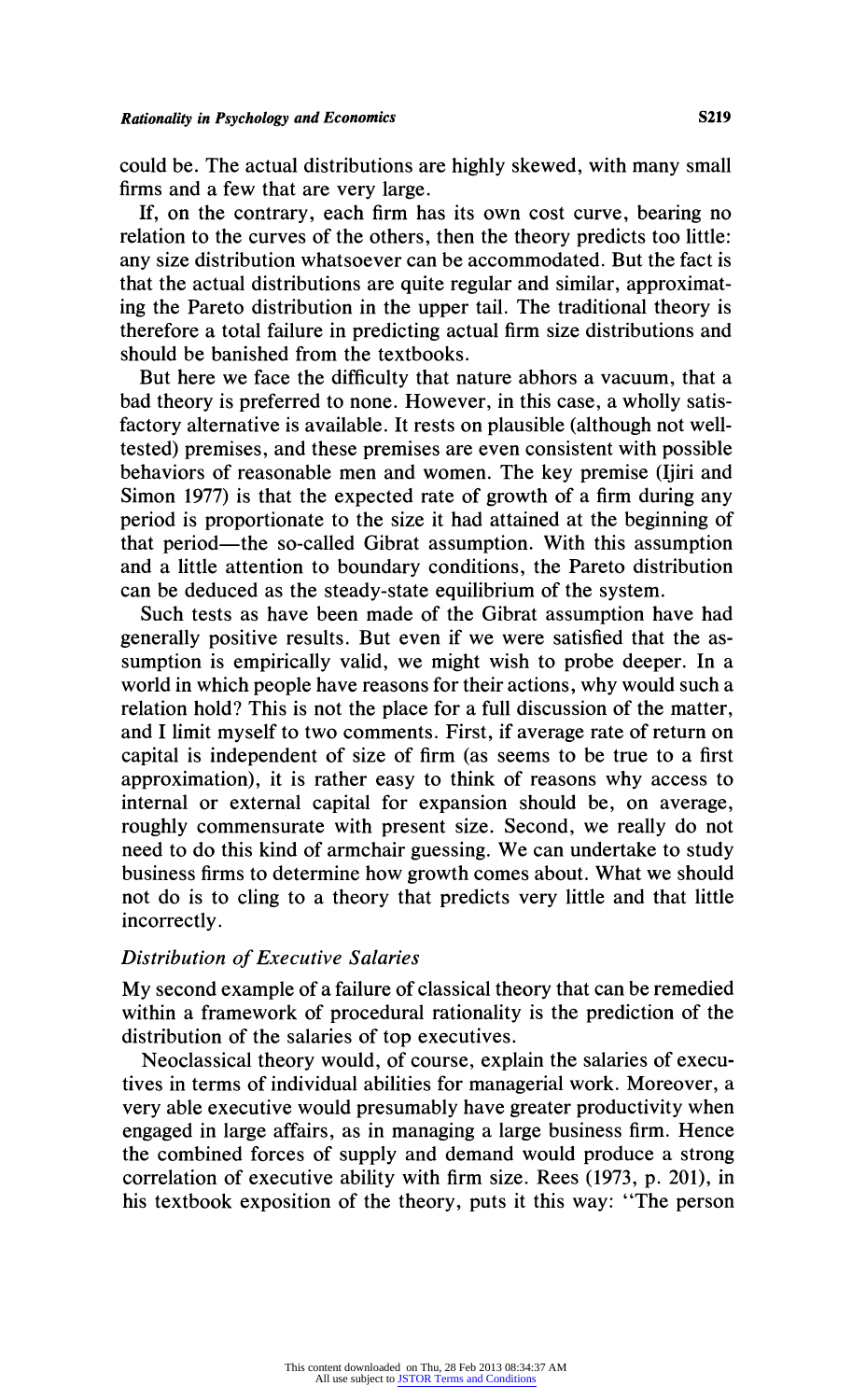could be. The actual distributions are highly skewed, with many small firms and a few that are very large.

If, on the contrary, each firm has its own cost curve, bearing no relation to the curves of the others, then the theory predicts too little: any size distribution whatsoever can be accommodated. But the fact is that the actual distributions are quite regular and similar, approximating the Pareto distribution in the upper tail. The traditional theory is therefore a total failure in predicting actual firm size distributions and should be banished from the textbooks.

But here we face the difficulty that nature abhors a vacuum, that a bad theory is preferred to none. However, in this case, a wholly satisfactory alternative is available. It rests on plausible (although not well-tested) premises, and these premises are even consistent with possible behaviors of reasonable men and women. The key premise (Ijiri and Simon 1977) is that the expected rate of growth of a firm during any period is proportionate to the size it had attained at the beginning of that period—the so-called Gibrat assumption. With this assumption and a little attention to boundary conditions, the Pareto distribution can be deduced as the steady-state equilibrium of the system.

Such tests as have been made of the Gibrat assumption have had generally positive results. But even if we were satisfied that the assumption is empirically valid, we might wish to probe deeper. In a world in which people have reasons for their actions, why would such a relation hold? This is not the place for a full discussion of the matter, and I limit myself to two comments. First, if average rate of return on capital is independent of size of firm (as seems to be true to a first approximation), it is rather easy to think of reasons why access to internal or external capital for expansion should be, on average, roughly commensurate with present size. Second, we really do not need to do this kind of armchair guessing. We can undertake to study business firms to determine how growth comes about. What we should not do is to cling to a theory that predicts very little and that little incorrectly.

### *Distribution of Executive Salaries*

My second example of a failure of classical theory that can be remedied within a framework of procedural rationality is the prediction of the distribution of the salaries of top executives.

Neoclassical theory would, of course, explain the salaries of executives in terms of individual abilities for managerial work. Moreover, a very able executive would presumably have greater productivity when engaged in large affairs, as in managing a large business firm. Hence the combined forces of supply and demand would produce a strong correlation of executive ability with firm size. Rees (1973, p. 201), in his textbook exposition of the theory, puts it this way: "The person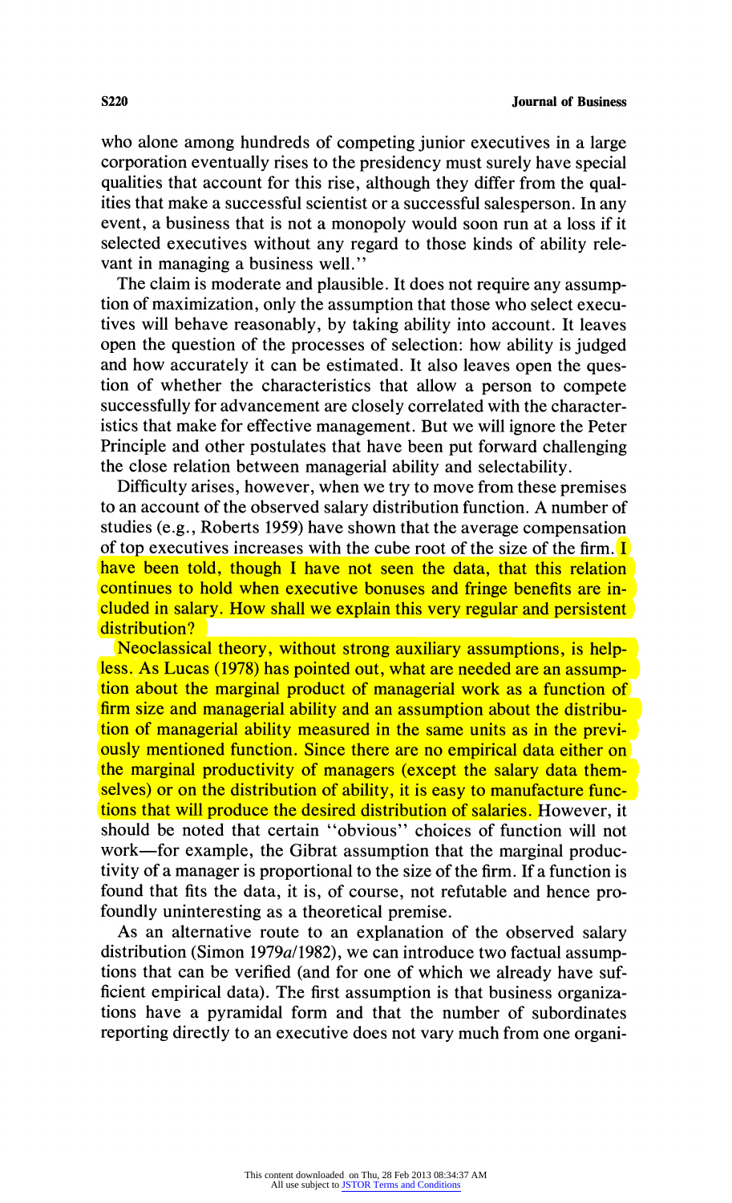who alone among hundreds of competing junior executives in a large corporation eventually rises to the presidency must surely have special qualities that account for this rise, although they differ from the qualities that make a successful scientist or a successful salesperson. In any event, a business that is not a monopoly would soon run at a loss if it selected executives without any regard to those kinds of ability relevant in managing a business well."

The claim is moderate and plausible. It does not require any assumption of maximization, only the assumption that those who select executives will behave reasonably, by taking ability into account. It leaves open the question of the processes of selection: how ability is judged and how accurately it can be estimated. It also leaves open the question of whether the characteristics that allow a person to compete successfully for advancement are closely correlated with the characteristics that make for effective management. But we will ignore the Peter Principle and other postulates that have been put forward challenging the close relation between managerial ability and selectability.

Difficulty arises, however, when we try to move from these premises to an account of the observed salary distribution function. A number of studies (e.g., Roberts 1959) have shown that the average compensation of top executives increases with the cube root of the size of the firm. I have been told, though I have not seen the data, that this relation continues to hold when executive bonuses and fringe benefits are included in salary. How shall we explain this very regular and persistent distribution?

Neoclassical theory, without strong auxiliary assumptions, is helpless. As Lucas (1978) has pointed out, what are needed are an assumption about the marginal product of managerial work as a function of firm size and managerial ability and an assumption about the distribution of managerial ability measured in the same units as in the previously mentioned function. Since there are no empirical data either on the marginal productivity of managers (except the salary data themselves) or on the distribution of ability, it is easy to manufacture functions that will produce the desired distribution of salaries. However, it should be noted that certain "obvious" choices of function will not work—for example, the Gibrat assumption that the marginal productivity of a manager is proportional to the size of the firm. If a function is found that fits the data, it is, of course, not refutable and hence profoundly uninteresting as a theoretical premise.

As an alternative route to an explanation of the observed salary distribution (Simon 1979*a*/1982), we can introduce two factual assumptions that can be verified (and for one of which we already have sufficient empirical data). The first assumption is that business organizations have a pyramidal form and that the number of subordinates reporting directly to an executive does not vary much from one organi-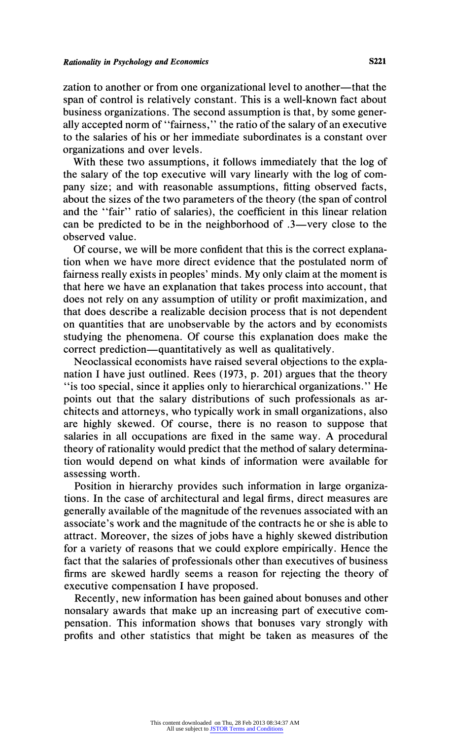zation to another or from one organizational level to another—that the span of control is relatively constant. This is a well-known fact about business organizations. The second assumption is that, by some generally accepted norm of "fairness," the ratio of the salary of an executive to the salaries of his or her immediate subordinates is a constant over organizations and over levels.

With these two assumptions, it follows immediately that the log of the salary of the top executive will vary linearly with the log of company size; and with reasonable assumptions, fitting observed facts, about the sizes of the two parameters of the theory (the span of control and the "fair" ratio of salaries), the coefficient in this linear relation can be predicted to be in the neighborhood of .3—very close to the observed value.

Of course, we will be more confident that this is the correct explanation when we have more direct evidence that the postulated norm of fairness really exists in peoples' minds. My only claim at the moment is that here we have an explanation that takes process into account, that does not rely on any assumption of utility or profit maximization, and that does describe a realizable decision process that is not dependent on quantities that are unobservable by the actors and by economists studying the phenomena. Of course this explanation does make the correct prediction—quantitatively as well as qualitatively.

Neoclassical economists have raised several objections to the explanation I have just outlined. Rees (1973, p. 201) argues that the theory "is too special, since it applies only to hierarchical organizations." He points out that the salary distributions of such professionals as architects and attorneys, who typically work in small organizations, also are highly skewed. Of course, there is no reason to suppose that salaries in all occupations are fixed in the same way. A procedural theory of rationality would predict that the method of salary determination would depend on what kinds of information were available for assessing worth.

Position in hierarchy provides such information in large organizations. In the case of architectural and legal firms, direct measures are generally available of the magnitude of the revenues associated with an associate's work and the magnitude of the contracts he or she is able to attract. Moreover, the sizes of jobs have a highly skewed distribution for a variety of reasons that we could explore empirically. Hence the fact that the salaries of professionals other than executives of business firms are skewed hardly seems a reason for rejecting the theory of executive compensation I have proposed.

Recently, new information has been gained about bonuses and other nonsalary awards that make up an increasing part of executive compensation. This information shows that bonuses vary strongly with profits and other statistics that might be taken as measures of the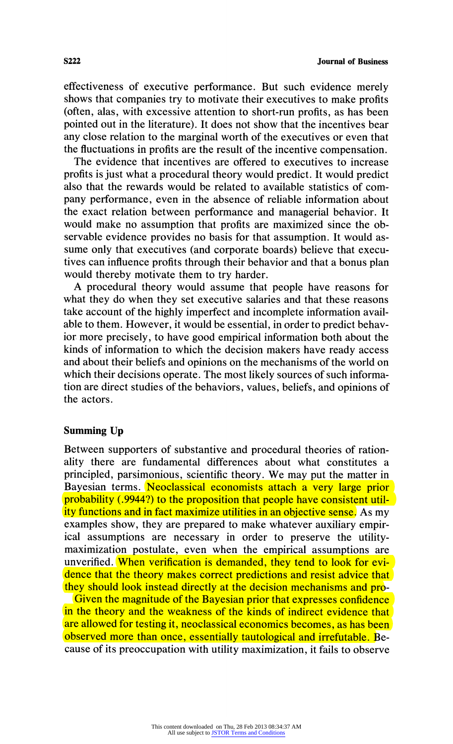effectiveness of executive performance. But such evidence merely shows that companies try to motivate their executives to make profits (often, alas, with excessive attention to short-run profits, as has been pointed out in the literature). It does not show that the incentives bear any close relation to the marginal worth of the executives or even that the fluctuations in profits are the result of the incentive compensation.

The evidence that incentives are offered to executives to increase profits is just what a procedural theory would predict. It would predict also that the rewards would be related to available statistics of company performance, even in the absence of reliable information about the exact relation between performance and managerial behavior. It would make no assumption that profits are maximized since the observable evidence provides no basis for that assumption. It would assume only that executives (and corporate boards) believe that executives can influence profits through their behavior and that a bonus plan would thereby motivate them to try harder.

A procedural theory would assume that people have reasons for what they do when they set executive salaries and that these reasons take account of the highly imperfect and incomplete information available to them. However, it would be essential, in order to predict behavior more precisely, to have good empirical information both about the kinds of information to which the decision makers have ready access and about their beliefs and opinions on the mechanisms of the world on which their decisions operate. The most likely sources of such information are direct studies of the behaviors, values, beliefs, and opinions of the actors.

## Summing Up

Between supporters of substantive and procedural theories of rationality there are fundamental differences about what constitutes a principled, parsimonious, scientific theory. We may put the matter in Bayesian terms. Neoclassical economists attach a very large prior probability (.9944?) to the proposition that people have consistent utility functions and in fact maximize utilities in an objective sense. As my examples show, they are prepared to make whatever auxiliary empirical assumptions are necessary in order to preserve the utility-maximization postulate, even when the empirical assumptions are unverified. When verification is demanded, they tend to look for evidence that the theory makes correct predictions and resist advice that they should look instead directly at the decision mechanisms and pro-

Given the magnitude of the Bayesian prior that expresses confidence in the theory and the weakness of the kinds of indirect evidence that are allowed for testing it, neoclassical economics becomes, as has been observed more than once, essentially tautological and irrefutable. Because of its preoccupation with utility maximization, it fails to observe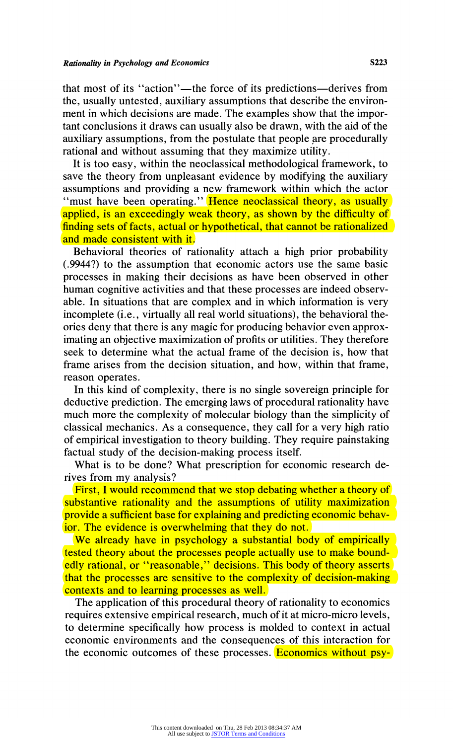that most of its "action"—the force of its predictions—derives from the, usually untested, auxiliary assumptions that describe the environment in which decisions are made. The examples show that the important conclusions it draws can usually also be drawn, with the aid of the auxiliary assumptions, from the postulate that people are procedurally rational and without assuming that they maximize utility.

It is too easy, within the neoclassical methodological framework, to save the theory from unpleasant evidence by modifying the auxiliary assumptions and providing a new framework within which the actor "must have been operating." Hence neoclassical theory, as usually applied, is an exceedingly weak theory, as shown by the difficulty of finding sets of facts, actual or hypothetical, that cannot be rationalized and made consistent with it.

Behavioral theories of rationality attach a high prior probability (.9944?) to the assumption that economic actors use the same basic processes in making their decisions as have been observed in other human cognitive activities and that these processes are indeed observable. In situations that are complex and in which information is very incomplete (i.e., virtually all real world situations), the behavioral theories deny that there is any magic for producing behavior even approximating an objective maximization of profits or utilities. They therefore seek to determine what the actual frame of the decision is, how that frame arises from the decision situation, and how, within that frame, reason operates.

In this kind of complexity, there is no single sovereign principle for deductive prediction. The emerging laws of procedural rationality have much more the complexity of molecular biology than the simplicity of classical mechanics. As a consequence, they call for a very high ratio of empirical investigation to theory building. They require painstaking factual study of the decision-making process itself.

What is to be done? What prescription for economic research derives from my analysis?

First, I would recommend that we stop debating whether a theory of substantive rationality and the assumptions of utility maximization provide a sufficient base for explaining and predicting economic behavior. The evidence is overwhelming that they do not.

We already have in psychology a substantial body of empirically tested theory about the processes people actually use to make boundedly rational, or "reasonable," decisions. This body of theory asserts that the processes are sensitive to the complexity of decision-making contexts and to learning processes as well.

The application of this procedural theory of rationality to economics requires extensive empirical research, much of it at micro-micro levels, to determine specifically how process is molded to context in actual economic environments and the consequences of this interaction for the economic outcomes of these processes. Economics without psy-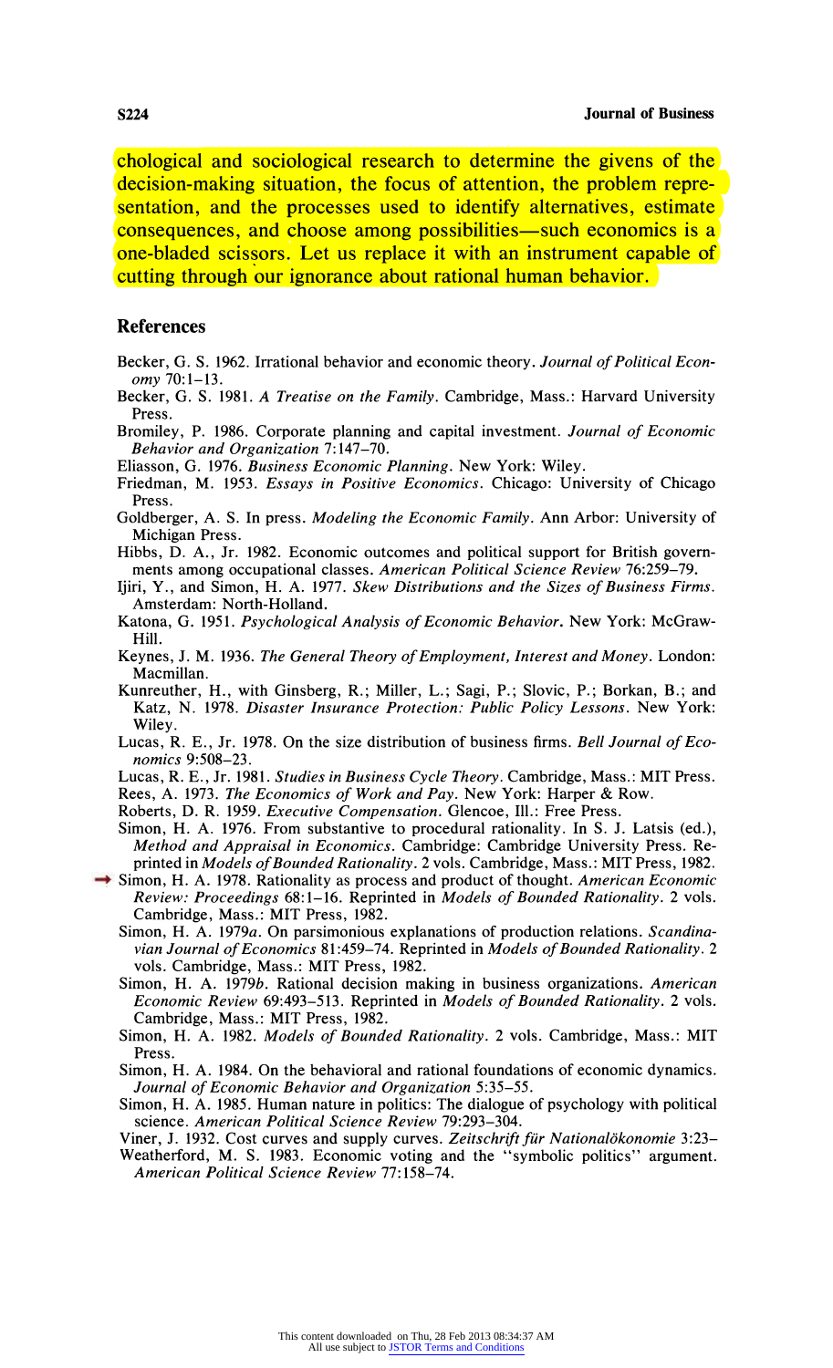chological and sociological research to determine the givens of the decision-making situation, the focus of attention, the problem representation, and the processes used to identify alternatives, estimate consequences, and choose among possibilities—such economics is a one-bladed scissors. Let us replace it with an instrument capable of cutting through our ignorance about rational human behavior.

## References

Becker, G. S. 1962. Irrational behavior and economic theory. *Journal of Political Economy* 70:1–13.

Becker, G. S. 1981. *A Treatise on the Family*. Cambridge, Mass.: Harvard University Press.

Bromiley, P. 1986. Corporate planning and capital investment. *Journal of Economic Behavior and Organization* 7:147–70.

Eliasson, G. 1976. *Business Economic Planning*. New York: Wiley.

Friedman, M. 1953. *Essays in Positive Economics*. Chicago: University of Chicago Press.

Goldberger, A. S. In press. *Modeling the Economic Family*. Ann Arbor: University of Michigan Press.

Hibbs, D. A., Jr. 1982. Economic outcomes and political support for British governments among occupational classes. *American Political Science Review* 76:259–79.

Ijiri, Y., and Simon, H. A. 1977. *Skew Distributions and the Sizes of Business Firms*. Amsterdam: North-Holland.

Katona, G. 1951. *Psychological Analysis of Economic Behavior*. New York: McGraw-Hill.

Keynes, J. M. 1936. *The General Theory of Employment, Interest and Money*. London: Macmillan.

Kunreuther, H., with Ginsberg, R.; Miller, L.; Sagi, P.; Slovic, P.; Borkan, B.; and Katz, N. 1978. *Disaster Insurance Protection: Public Policy Lessons*. New York: Wiley.

Lucas, R. E., Jr. 1978. On the size distribution of business firms. *Bell Journal of Economics* 9:508–23.

Lucas, R. E., Jr. 1981. *Studies in Business Cycle Theory*. Cambridge, Mass.: MIT Press.

Rees, A. 1973. *The Economics of Work and Pay*. New York: Harper & Row.

Roberts, D. R. 1959. *Executive Compensation*. Glencoe, Ill.: Free Press.

Simon, H. A. 1976. From substantive to procedural rationality. In S. J. Latsis (ed.), *Method and Appraisal in Economics*. Cambridge: Cambridge University Press. Reprinted in *Models of Bounded Rationality*. 2 vols. Cambridge, Mass.: MIT Press, 1982.

Simon, H. A. 1978. Rationality as process and product of thought. *American Economic Review: Proceedings* 68:1–16. Reprinted in *Models of Bounded Rationality*. 2 vols. Cambridge, Mass.: MIT Press, 1982.

Simon, H. A. 1979*a*. On parsimonious explanations of production relations. *Scandinavian Journal of Economics* 81:459–74. Reprinted in *Models of Bounded Rationality*. 2 vols. Cambridge, Mass.: MIT Press, 1982.

Simon, H. A. 1979*b*. Rational decision making in business organizations. *American Economic Review* 69:493–513. Reprinted in *Models of Bounded Rationality*. 2 vols. Cambridge, Mass.: MIT Press, 1982.

Simon, H. A. 1982. *Models of Bounded Rationality*. 2 vols. Cambridge, Mass.: MIT Press.

Simon, H. A. 1984. On the behavioral and rational foundations of economic dynamics. *Journal of Economic Behavior and Organization* 5:35–55.

Simon, H. A. 1985. Human nature in politics: The dialogue of psychology with political science. *American Political Science Review* 79:293–304.

Viner, J. 1932. Cost curves and supply curves. *Zeitschrift für Nationalökonomie* 3:23–

Weatherford, M. S. 1983. Economic voting and the "symbolic politics" argument. *American Political Science Review* 77:158–74.